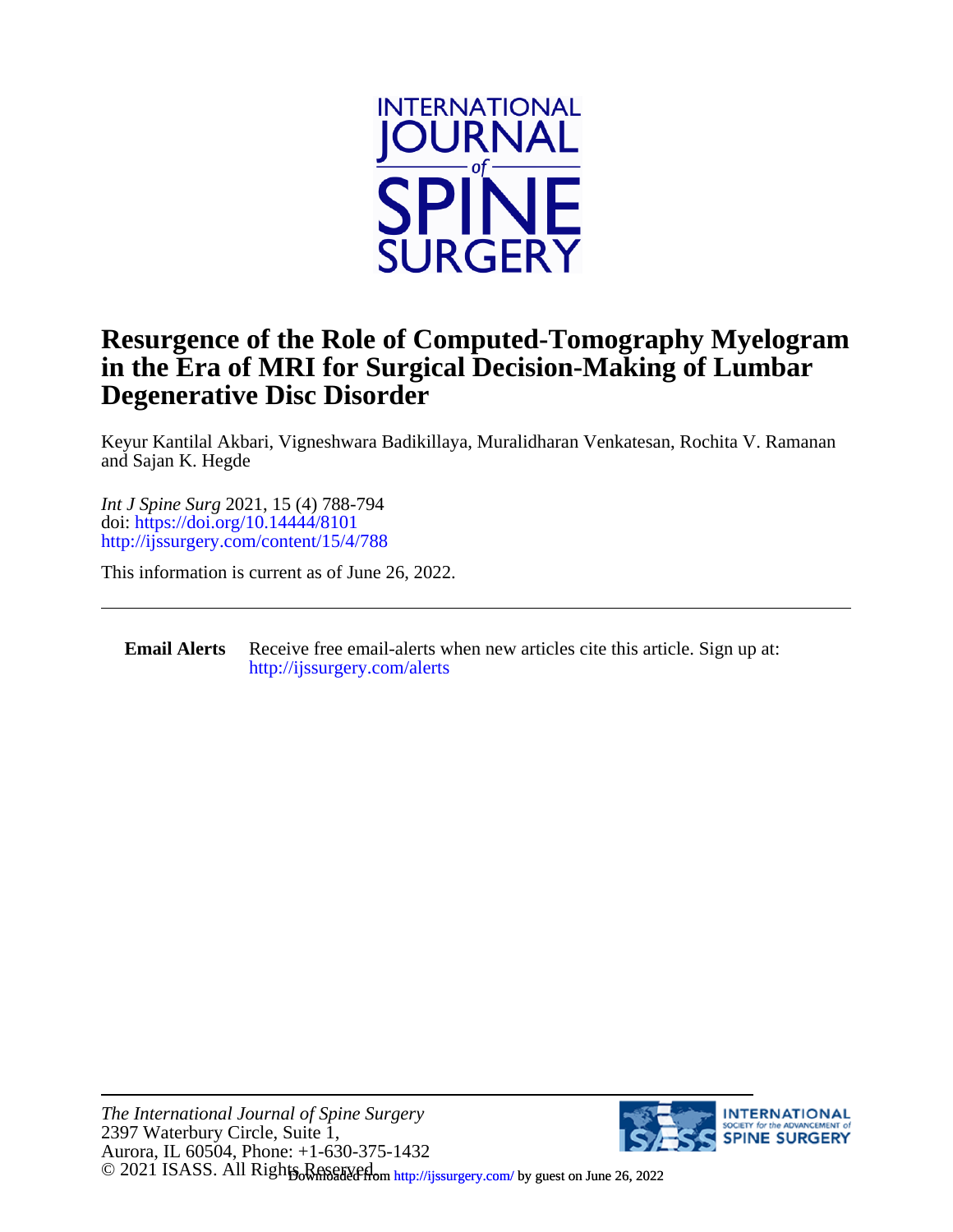# Resurgence of the Role of Computed-Tomography Myelogram in the Era of MRI for Surgical Decision-Making of Lumbar Degenerative Disc Disorder

Keyur Kantilal Akbari, Vigneshwara Badikillaya, Muralidharan Venkatesan, Rochita V. Ramanan and Sajan K. Hegde

*Int J Spine Surg* 2021, 15 (4) 788-794
doi: https://doi.org/10.14444/8101
http://ijssurgery.com/content/15/4/788

This information is current as of June 26, 2022.

---

**Email Alerts** Receive free email-alerts when new articles cite this article. Sign up at: http://ijssurgery.com/alerts

---

*The International Journal of Spine Surgery*
2397 Waterbury Circle, Suite 1,
Aurora, IL 60504, Phone: +1-630-375-1432
© 2021 ISASS. All Rights Reserved.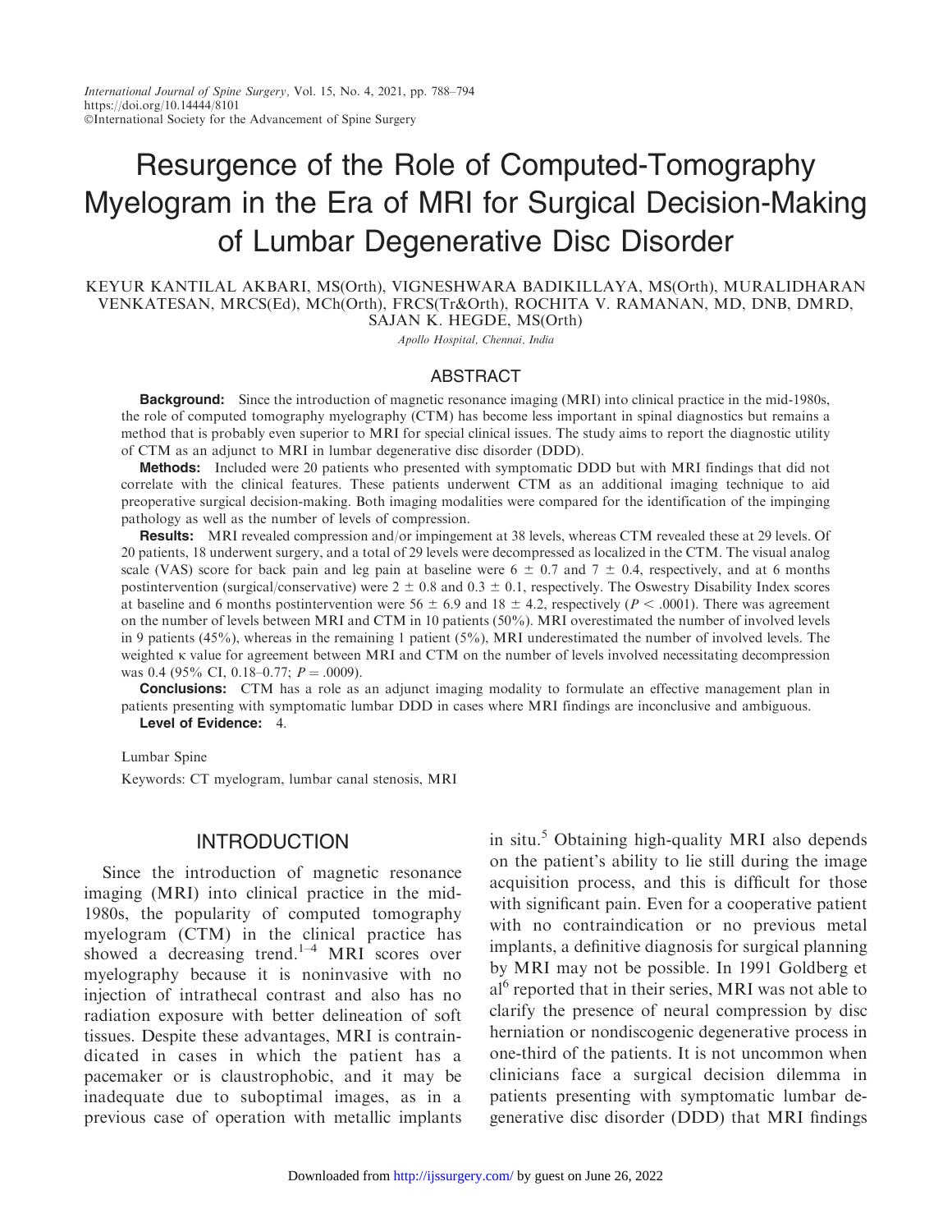# Resurgence of the Role of Computed-Tomography Myelogram in the Era of MRI for Surgical Decision-Making of Lumbar Degenerative Disc Disorder

KEYUR KANTILAL AKBARI, MS(Orth), VIGNESHWARA BADIKILLAYA, MS(Orth), MURALIDHARAN VENKATESAN, MRCS(Ed), MCh(Orth), FRCS(Tr&Orth), ROCHITA V. RAMANAN, MD, DNB, DMRD, SAJAN K. HEGDE, MS(Orth)

*Apollo Hospital, Chennai, India*

## ABSTRACT

**Background:** Since the introduction of magnetic resonance imaging (MRI) into clinical practice in the mid-1980s, the role of computed tomography myelography (CTM) has become less important in spinal diagnostics but remains a method that is probably even superior to MRI for special clinical issues. The study aims to report the diagnostic utility of CTM as an adjunct to MRI in lumbar degenerative disc disorder (DDD).

**Methods:** Included were 20 patients who presented with symptomatic DDD but with MRI findings that did not correlate with the clinical features. These patients underwent CTM as an additional imaging technique to aid preoperative surgical decision-making. Both imaging modalities were compared for the identification of the impinging pathology as well as the number of levels of compression.

**Results:** MRI revealed compression and/or impingement at 38 levels, whereas CTM revealed these at 29 levels. Of 20 patients, 18 underwent surgery, and a total of 29 levels were decompressed as localized in the CTM. The visual analog scale (VAS) score for back pain and leg pain at baseline were 6 ± 0.7 and 7 ± 0.4, respectively, and at 6 months postintervention (surgical/conservative) were 2 ± 0.8 and 0.3 ± 0.1, respectively. The Oswestry Disability Index scores at baseline and 6 months postintervention were 56 ± 6.9 and 18 ± 4.2, respectively ($P < .0001$). There was agreement on the number of levels between MRI and CTM in 10 patients (50%). MRI overestimated the number of involved levels in 9 patients (45%), whereas in the remaining 1 patient (5%), MRI underestimated the number of involved levels. The weighted $\kappa$ value for agreement between MRI and CTM on the number of levels involved necessitating decompression was 0.4 (95% CI, 0.18–0.77; $P = .0009$).

**Conclusions:** CTM has a role as an adjunct imaging modality to formulate an effective management plan in patients presenting with symptomatic lumbar DDD in cases where MRI findings are inconclusive and ambiguous.

**Level of Evidence:** 4.

Lumbar Spine

Keywords: CT myelogram, lumbar canal stenosis, MRI

## INTRODUCTION

Since the introduction of magnetic resonance imaging (MRI) into clinical practice in the mid-1980s, the popularity of computed tomography myelogram (CTM) in the clinical practice has showed a decreasing trend.[1–4] MRI scores over myelography because it is noninvasive with no injection of intrathecal contrast and also has no radiation exposure with better delineation of soft tissues. Despite these advantages, MRI is contraindicated in cases in which the patient has a pacemaker or is claustrophobic, and it may be inadequate due to suboptimal images, as in a previous case of operation with metallic implants in situ.[5] Obtaining high-quality MRI also depends on the patient's ability to lie still during the image acquisition process, and this is difficult for those with significant pain. Even for a cooperative patient with no contraindication or no previous metal implants, a definitive diagnosis for surgical planning by MRI may not be possible. In 1991 Goldberg et al[6] reported that in their series, MRI was not able to clarify the presence of neural compression by disc herniation or nondiscogenic degenerative process in one-third of the patients. It is not uncommon when clinicians face a surgical decision dilemma in patients presenting with symptomatic lumbar degenerative disc disorder (DDD) that MRI findings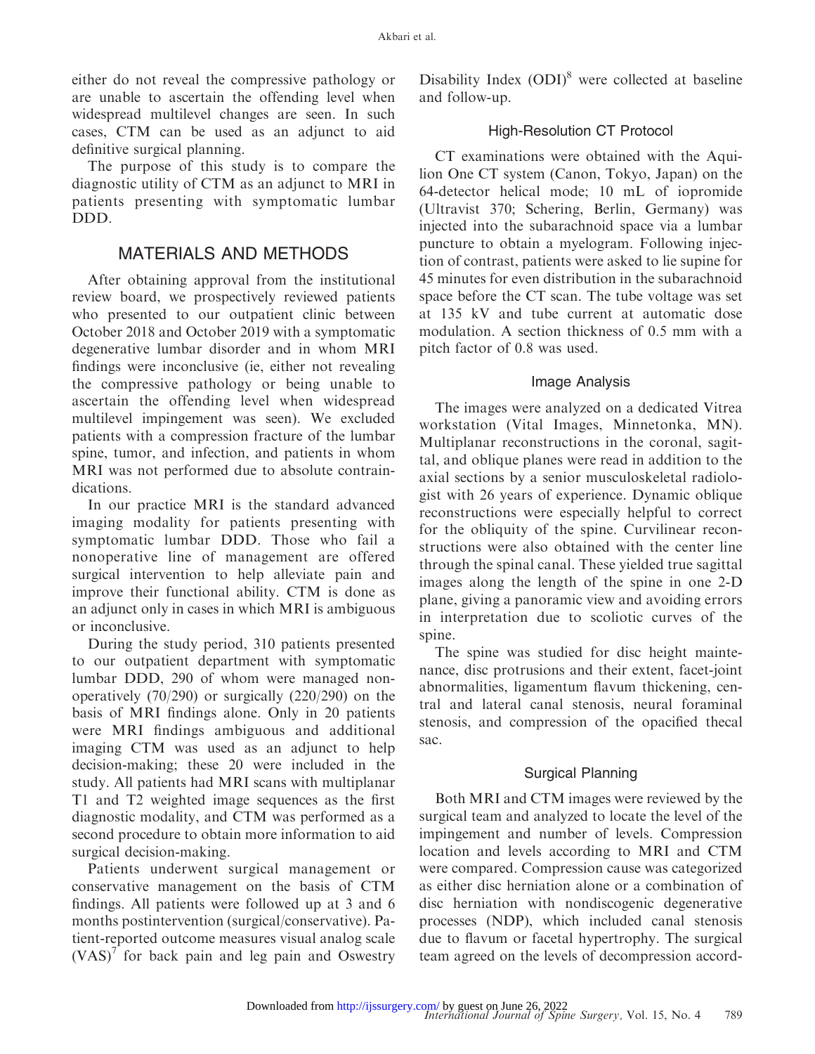either do not reveal the compressive pathology or are unable to ascertain the offending level when widespread multilevel changes are seen. In such cases, CTM can be used as an adjunct to aid definitive surgical planning.

The purpose of this study is to compare the diagnostic utility of CTM as an adjunct to MRI in patients presenting with symptomatic lumbar DDD.

## MATERIALS AND METHODS

After obtaining approval from the institutional review board, we prospectively reviewed patients who presented to our outpatient clinic between October 2018 and October 2019 with a symptomatic degenerative lumbar disorder and in whom MRI findings were inconclusive (ie, either not revealing the compressive pathology or being unable to ascertain the offending level when widespread multilevel impingement was seen). We excluded patients with a compression fracture of the lumbar spine, tumor, and infection, and patients in whom MRI was not performed due to absolute contraindications.

In our practice MRI is the standard advanced imaging modality for patients presenting with symptomatic lumbar DDD. Those who fail a nonoperative line of management are offered surgical intervention to help alleviate pain and improve their functional ability. CTM is done as an adjunct only in cases in which MRI is ambiguous or inconclusive.

During the study period, 310 patients presented to our outpatient department with symptomatic lumbar DDD, 290 of whom were managed nonoperatively (70/290) or surgically (220/290) on the basis of MRI findings alone. Only in 20 patients were MRI findings ambiguous and additional imaging CTM was used as an adjunct to help decision-making; these 20 were included in the study. All patients had MRI scans with multiplanar T1 and T2 weighted image sequences as the first diagnostic modality, and CTM was performed as a second procedure to obtain more information to aid surgical decision-making.

Patients underwent surgical management or conservative management on the basis of CTM findings. All patients were followed up at 3 and 6 months postintervention (surgical/conservative). Patient-reported outcome measures visual analog scale (VAS)[7] for back pain and leg pain and Oswestry Disability Index (ODI)[8] were collected at baseline and follow-up.

### High-Resolution CT Protocol

CT examinations were obtained with the Aquilion One CT system (Canon, Tokyo, Japan) on the 64-detector helical mode; 10 mL of iopromide (Ultravist 370; Schering, Berlin, Germany) was injected into the subarachnoid space via a lumbar puncture to obtain a myelogram. Following injection of contrast, patients were asked to lie supine for 45 minutes for even distribution in the subarachnoid space before the CT scan. The tube voltage was set at 135 kV and tube current at automatic dose modulation. A section thickness of 0.5 mm with a pitch factor of 0.8 was used.

### Image Analysis

The images were analyzed on a dedicated Vitrea workstation (Vital Images, Minnetonka, MN). Multiplanar reconstructions in the coronal, sagittal, and oblique planes were read in addition to the axial sections by a senior musculoskeletal radiologist with 26 years of experience. Dynamic oblique reconstructions were especially helpful to correct for the obliquity of the spine. Curvilinear reconstructions were also obtained with the center line through the spinal canal. These yielded true sagittal images along the length of the spine in one 2-D plane, giving a panoramic view and avoiding errors in interpretation due to scoliotic curves of the spine.

The spine was studied for disc height maintenance, disc protrusions and their extent, facet-joint abnormalities, ligamentum flavum thickening, central and lateral canal stenosis, neural foraminal stenosis, and compression of the opacified thecal sac.

### Surgical Planning

Both MRI and CTM images were reviewed by the surgical team and analyzed to locate the level of the impingement and number of levels. Compression location and levels according to MRI and CTM were compared. Compression cause was categorized as either disc herniation alone or a combination of disc herniation with nondiscogenic degenerative processes (NDP), which included canal stenosis due to flavum or facetal hypertrophy. The surgical team agreed on the levels of decompression accord-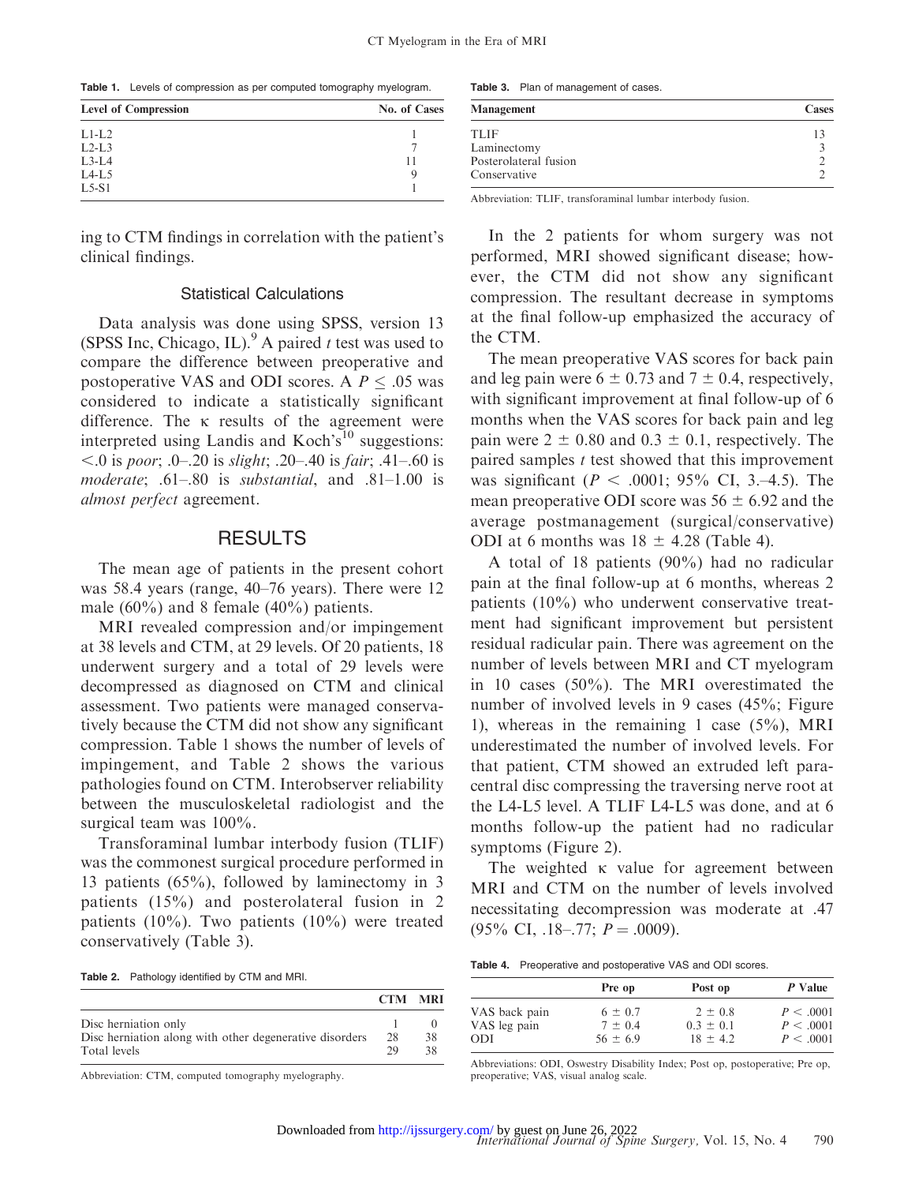Table 1. Levels of compression as per computed tomography myelogram.

| Level of Compression | No. of Cases |
|---|---|
| L1-L2 | 1 |
| L2-L3 | 7 |
| L3-L4 | 11 |
| L4-L5 | 9 |
| L5-S1 | 1 |

ing to CTM findings in correlation with the patient's clinical findings.

### Statistical Calculations

Data analysis was done using SPSS, version 13 (SPSS Inc, Chicago, IL).[9] A paired *t* test was used to compare the difference between preoperative and postoperative VAS and ODI scores. A $P \leq .05$ was considered to indicate a statistically significant difference. The κ results of the agreement were interpreted using Landis and Koch's[10] suggestions: <.0 is *poor*; .0–.20 is *slight*; .20–.40 is *fair*; .41–.60 is *moderate*; .61–.80 is *substantial*, and .81–1.00 is *almost perfect* agreement.

## RESULTS

The mean age of patients in the present cohort was 58.4 years (range, 40–76 years). There were 12 male (60%) and 8 female (40%) patients.

MRI revealed compression and/or impingement at 38 levels and CTM, at 29 levels. Of 20 patients, 18 underwent surgery and a total of 29 levels were decompressed as diagnosed on CTM and clinical assessment. Two patients were managed conservatively because the CTM did not show any significant compression. Table 1 shows the number of levels of impingement, and Table 2 shows the various pathologies found on CTM. Interobserver reliability between the musculoskeletal radiologist and the surgical team was 100%.

Transforaminal lumbar interbody fusion (TLIF) was the commonest surgical procedure performed in 13 patients (65%), followed by laminectomy in 3 patients (15%) and posterolateral fusion in 2 patients (10%). Two patients (10%) were treated conservatively (Table 3).

Table 2. Pathology identified by CTM and MRI.

| | CTM | MRI |
|---|---|---|
| Disc herniation only | 1 | 0 |
| Disc herniation along with other degenerative disorders | 28 | 38 |
| Total levels | 29 | 38 |

Abbreviation: CTM, computed tomography myelography.

Table 3. Plan of management of cases.

| Management | Cases |
|---|---|
| TLIF | 13 |
| Laminectomy | 3 |
| Posterolateral fusion | 2 |
| Conservative | 2 |

Abbreviation: TLIF, transforaminal lumbar interbody fusion.

In the 2 patients for whom surgery was not performed, MRI showed significant disease; however, the CTM did not show any significant compression. The resultant decrease in symptoms at the final follow-up emphasized the accuracy of the CTM.

The mean preoperative VAS scores for back pain and leg pain were $6 \pm 0.73$ and $7 \pm 0.4$, respectively, with significant improvement at final follow-up of 6 months when the VAS scores for back pain and leg pain were $2 \pm 0.80$ and $0.3 \pm 0.1$, respectively. The paired samples *t* test showed that this improvement was significant ($P < .0001$; 95% CI, 3.–4.5). The mean preoperative ODI score was $56 \pm 6.92$ and the average postmanagement (surgical/conservative) ODI at 6 months was $18 \pm 4.28$ (Table 4).

A total of 18 patients (90%) had no radicular pain at the final follow-up at 6 months, whereas 2 patients (10%) who underwent conservative treatment had significant improvement but persistent residual radicular pain. There was agreement on the number of levels between MRI and CT myelogram in 10 cases (50%). The MRI overestimated the number of involved levels in 9 cases (45%; Figure 1), whereas in the remaining 1 case (5%), MRI underestimated the number of involved levels. For that patient, CTM showed an extruded left paracentral disc compressing the traversing nerve root at the L4-L5 level. A TLIF L4-L5 was done, and at 6 months follow-up the patient had no radicular symptoms (Figure 2).

The weighted κ value for agreement between MRI and CTM on the number of levels involved necessitating decompression was moderate at .47 (95% CI, .18–.77; $P = .0009$).

Table 4. Preoperative and postoperative VAS and ODI scores.

| | Pre op | Post op | *P* Value |
|---|---|---|---|
| VAS back pain | $6 \pm 0.7$ | $2 \pm 0.8$ | $P < .0001$ |
| VAS leg pain | $7 \pm 0.4$ | $0.3 \pm 0.1$ | $P < .0001$ |
| ODI | $56 \pm 6.9$ | $18 \pm 4.2$ | $P < .0001$ |

Abbreviations: ODI, Oswestry Disability Index; Post op, postoperative; Pre op, preoperative; VAS, visual analog scale.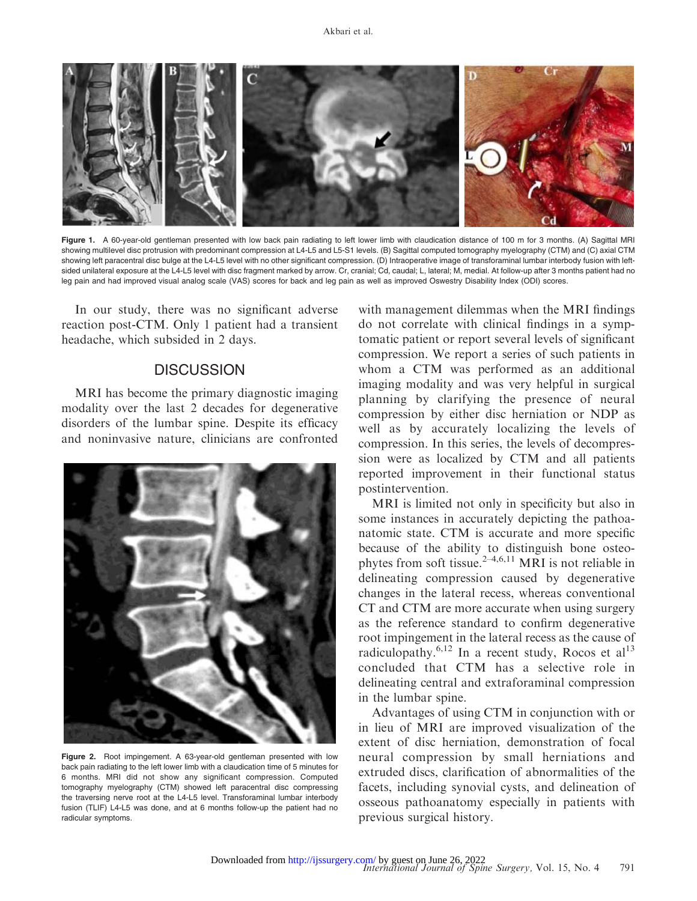Figure 1. A 60-year-old gentleman presented with low back pain radiating to left lower limb with claudication distance of 100 m for 3 months. (A) Sagittal MRI showing multilevel disc protrusion with predominant compression at L4-L5 and L5-S1 levels. (B) Sagittal computed tomography myelography (CTM) and (C) axial CTM showing left paracentral disc bulge at the L4-L5 level with no other significant compression. (D) Intraoperative image of transforaminal lumbar interbody fusion with left-sided unilateral exposure at the L4-L5 level with disc fragment marked by arrow. Cr, cranial; Cd, caudal; L, lateral; M, medial. At follow-up after 3 months patient had no leg pain and had improved visual analog scale (VAS) scores for back and leg pain as well as improved Oswestry Disability Index (ODI) scores.

In our study, there was no significant adverse reaction post-CTM. Only 1 patient had a transient headache, which subsided in 2 days.

## DISCUSSION

MRI has become the primary diagnostic imaging modality over the last 2 decades for degenerative disorders of the lumbar spine. Despite its efficacy and noninvasive nature, clinicians are confronted with management dilemmas when the MRI findings do not correlate with clinical findings in a symptomatic patient or report several levels of significant compression. We report a series of such patients in whom a CTM was performed as an additional imaging modality and was very helpful in surgical planning by clarifying the presence of neural compression by either disc herniation or NDP as well as by accurately localizing the levels of compression. In this series, the levels of decompression were as localized by CTM and all patients reported improvement in their functional status postintervention.

Figure 2. Root impingement. A 63-year-old gentleman presented with low back pain radiating to the left lower limb with a claudication time of 5 minutes for 6 months. MRI did not show any significant compression. Computed tomography myelography (CTM) showed left paracentral disc compressing the traversing nerve root at the L4-L5 level. Transforaminal lumbar interbody fusion (TLIF) L4-L5 was done, and at 6 months follow-up the patient had no radicular symptoms.

MRI is limited not only in specificity but also in some instances in accurately depicting the pathoanatomic state. CTM is accurate and more specific because of the ability to distinguish bone osteophytes from soft tissue.[2–4,6,11] MRI is not reliable in delineating compression caused by degenerative changes in the lateral recess, whereas conventional CT and CTM are more accurate when using surgery as the reference standard to confirm degenerative root impingement in the lateral recess as the cause of radiculopathy.[6,12] In a recent study, Rocos et al[13] concluded that CTM has a selective role in delineating central and extraforaminal compression in the lumbar spine.

Advantages of using CTM in conjunction with or in lieu of MRI are improved visualization of the extent of disc herniation, demonstration of focal neural compression by small herniations and extruded discs, clarification of abnormalities of the facets, including synovial cysts, and delineation of osseous pathoanatomy especially in patients with previous surgical history.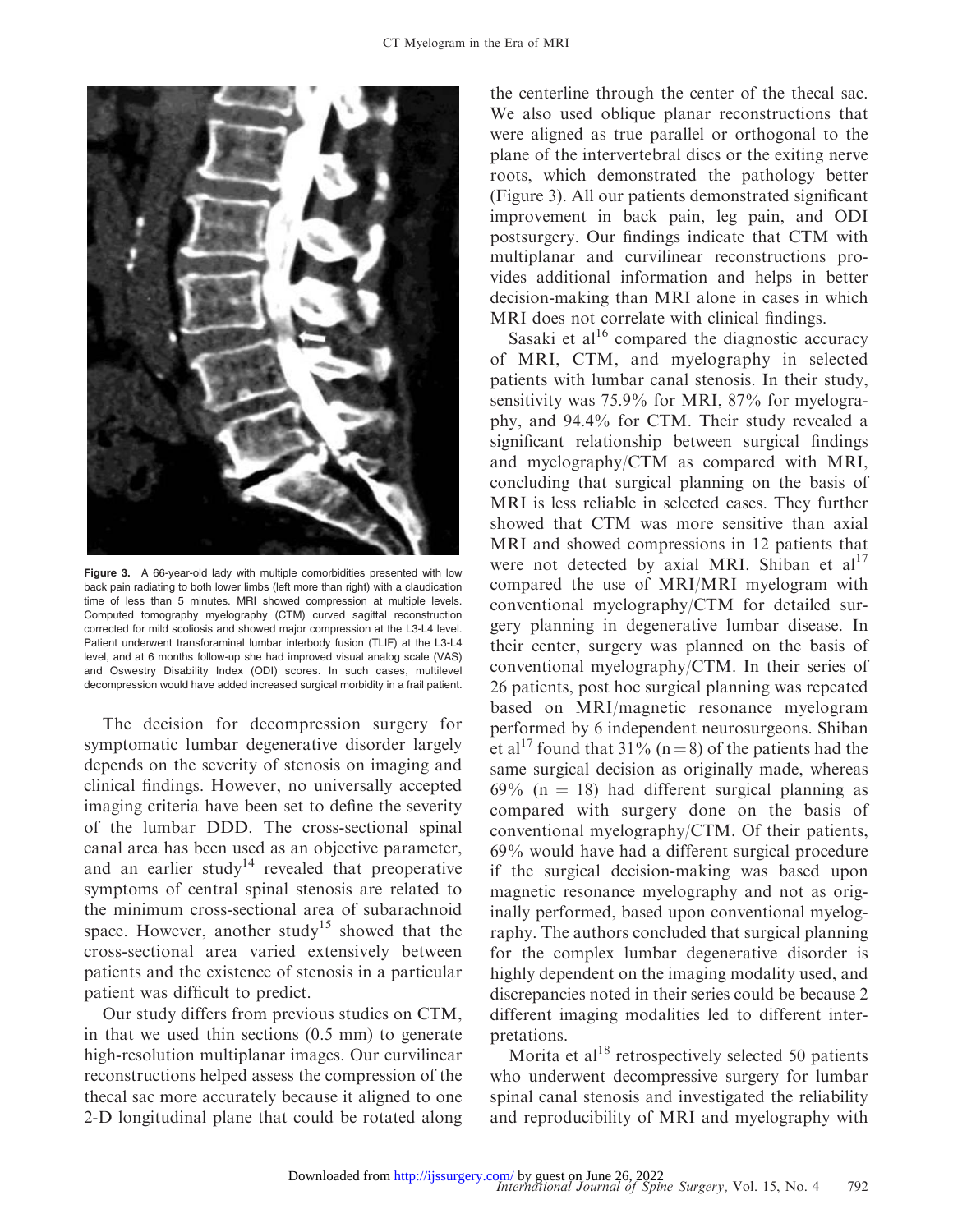Figure 3. A 66-year-old lady with multiple comorbidities presented with low back pain radiating to both lower limbs (left more than right) with a claudication time of less than 5 minutes. MRI showed compression at multiple levels. Computed tomography myelography (CTM) curved sagittal reconstruction corrected for mild scoliosis and showed major compression at the L3-L4 level. Patient underwent transforaminal lumbar interbody fusion (TLIF) at the L3-L4 level, and at 6 months follow-up she had improved visual analog scale (VAS) and Oswestry Disability Index (ODI) scores. In such cases, multilevel decompression would have added increased surgical morbidity in a frail patient.

The decision for decompression surgery for symptomatic lumbar degenerative disorder largely depends on the severity of stenosis on imaging and clinical findings. However, no universally accepted imaging criteria have been set to define the severity of the lumbar DDD. The cross-sectional spinal canal area has been used as an objective parameter, and an earlier study[14] revealed that preoperative symptoms of central spinal stenosis are related to the minimum cross-sectional area of subarachnoid space. However, another study[15] showed that the cross-sectional area varied extensively between patients and the existence of stenosis in a particular patient was difficult to predict.

Our study differs from previous studies on CTM, in that we used thin sections (0.5 mm) to generate high-resolution multiplanar images. Our curvilinear reconstructions helped assess the compression of the thecal sac more accurately because it aligned to one 2-D longitudinal plane that could be rotated along the centerline through the center of the thecal sac. We also used oblique planar reconstructions that were aligned as true parallel or orthogonal to the plane of the intervertebral discs or the exiting nerve roots, which demonstrated the pathology better (Figure 3). All our patients demonstrated significant improvement in back pain, leg pain, and ODI postsurgery. Our findings indicate that CTM with multiplanar and curvilinear reconstructions provides additional information and helps in better decision-making than MRI alone in cases in which MRI does not correlate with clinical findings.

Sasaki et al[16] compared the diagnostic accuracy of MRI, CTM, and myelography in selected patients with lumbar canal stenosis. In their study, sensitivity was 75.9% for MRI, 87% for myelography, and 94.4% for CTM. Their study revealed a significant relationship between surgical findings and myelography/CTM as compared with MRI, concluding that surgical planning on the basis of MRI is less reliable in selected cases. They further showed that CTM was more sensitive than axial MRI and showed compressions in 12 patients that were not detected by axial MRI. Shiban et al[17] compared the use of MRI/MRI myelogram with conventional myelography/CTM for detailed surgery planning in degenerative lumbar disease. In their center, surgery was planned on the basis of conventional myelography/CTM. In their series of 26 patients, post hoc surgical planning was repeated based on MRI/magnetic resonance myelogram performed by 6 independent neurosurgeons. Shiban et al[17] found that 31% (n = 8) of the patients had the same surgical decision as originally made, whereas 69% (n = 18) had different surgical planning as compared with surgery done on the basis of conventional myelography/CTM. Of their patients, 69% would have had a different surgical procedure if the surgical decision-making was based upon magnetic resonance myelography and not as originally performed, based upon conventional myelography. The authors concluded that surgical planning for the complex lumbar degenerative disorder is highly dependent on the imaging modality used, and discrepancies noted in their series could be because 2 different imaging modalities led to different interpretations.

Morita et al[18] retrospectively selected 50 patients who underwent decompressive surgery for lumbar spinal canal stenosis and investigated the reliability and reproducibility of MRI and myelography with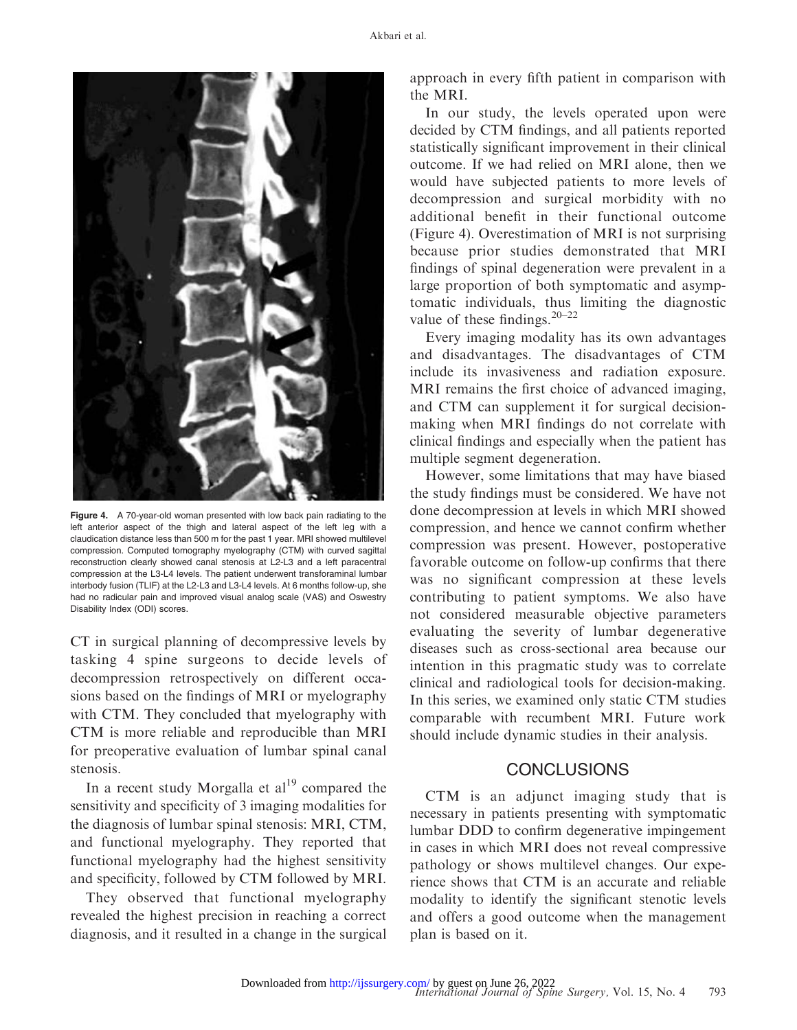Figure 4. A 70-year-old woman presented with low back pain radiating to the left anterior aspect of the thigh and lateral aspect of the left leg with a claudication distance less than 500 m for the past 1 year. MRI showed multilevel compression. Computed tomography myelography (CTM) with curved sagittal reconstruction clearly showed canal stenosis at L2-L3 and a left paracentral compression at the L3-L4 levels. The patient underwent transforaminal lumbar interbody fusion (TLIF) at the L2-L3 and L3-L4 levels. At 6 months follow-up, she had no radicular pain and improved visual analog scale (VAS) and Oswestry Disability Index (ODI) scores.

CT in surgical planning of decompressive levels by tasking 4 spine surgeons to decide levels of decompression retrospectively on different occasions based on the findings of MRI or myelography with CTM. They concluded that myelography with CTM is more reliable and reproducible than MRI for preoperative evaluation of lumbar spinal canal stenosis.

In a recent study Morgalla et al[19] compared the sensitivity and specificity of 3 imaging modalities for the diagnosis of lumbar spinal stenosis: MRI, CTM, and functional myelography. They reported that functional myelography had the highest sensitivity and specificity, followed by CTM followed by MRI.

They observed that functional myelography revealed the highest precision in reaching a correct diagnosis, and it resulted in a change in the surgical approach in every fifth patient in comparison with the MRI.

In our study, the levels operated upon were decided by CTM findings, and all patients reported statistically significant improvement in their clinical outcome. If we had relied on MRI alone, then we would have subjected patients to more levels of decompression and surgical morbidity with no additional benefit in their functional outcome (Figure 4). Overestimation of MRI is not surprising because prior studies demonstrated that MRI findings of spinal degeneration were prevalent in a large proportion of both symptomatic and asymptomatic individuals, thus limiting the diagnostic value of these findings.[20–22]

Every imaging modality has its own advantages and disadvantages. The disadvantages of CTM include its invasiveness and radiation exposure. MRI remains the first choice of advanced imaging, and CTM can supplement it for surgical decision-making when MRI findings do not correlate with clinical findings and especially when the patient has multiple segment degeneration.

However, some limitations that may have biased the study findings must be considered. We have not done decompression at levels in which MRI showed compression, and hence we cannot confirm whether compression was present. However, postoperative favorable outcome on follow-up confirms that there was no significant compression at these levels contributing to patient symptoms. We also have not considered measurable objective parameters evaluating the severity of lumbar degenerative diseases such as cross-sectional area because our intention in this pragmatic study was to correlate clinical and radiological tools for decision-making. In this series, we examined only static CTM studies comparable with recumbent MRI. Future work should include dynamic studies in their analysis.

## CONCLUSIONS

CTM is an adjunct imaging study that is necessary in patients presenting with symptomatic lumbar DDD to confirm degenerative impingement in cases in which MRI does not reveal compressive pathology or shows multilevel changes. Our experience shows that CTM is an accurate and reliable modality to identify the significant stenotic levels and offers a good outcome when the management plan is based on it.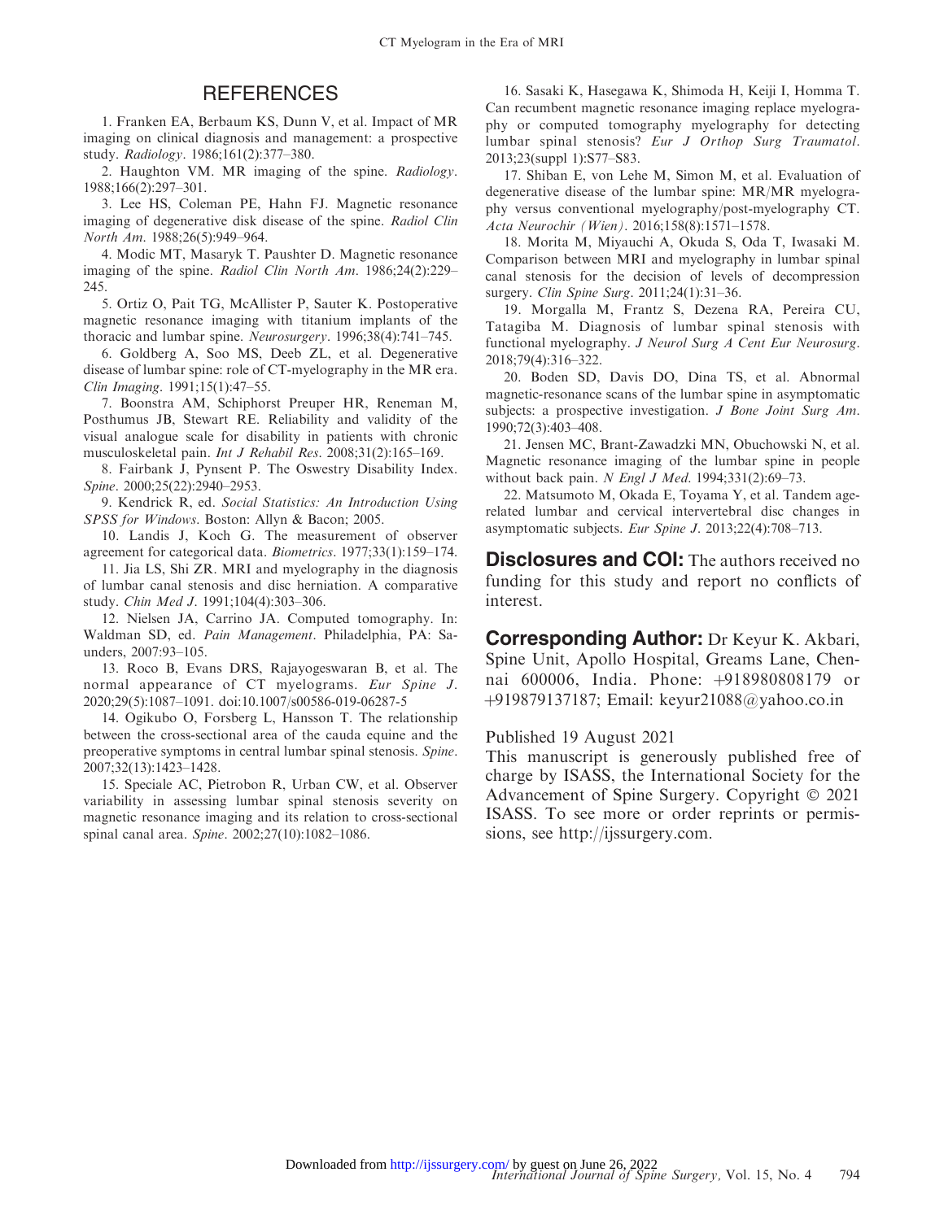## REFERENCES

1. Franken EA, Berbaum KS, Dunn V, et al. Impact of MR imaging on clinical diagnosis and management: a prospective study. *Radiology*. 1986;161(2):377–380.

2. Haughton VM. MR imaging of the spine. *Radiology*. 1988;166(2):297–301.

3. Lee HS, Coleman PE, Hahn FJ. Magnetic resonance imaging of degenerative disk disease of the spine. *Radiol Clin North Am*. 1988;26(5):949–964.

4. Modic MT, Masaryk T. Paushter D. Magnetic resonance imaging of the spine. *Radiol Clin North Am*. 1986;24(2):229–245.

5. Ortiz O, Pait TG, McAllister P, Sauter K. Postoperative magnetic resonance imaging with titanium implants of the thoracic and lumbar spine. *Neurosurgery*. 1996;38(4):741–745.

6. Goldberg A, Soo MS, Deeb ZL, et al. Degenerative disease of lumbar spine: role of CT-myelography in the MR era. *Clin Imaging*. 1991;15(1):47–55.

7. Boonstra AM, Schiphorst Preuper HR, Reneman M, Posthumus JB, Stewart RE. Reliability and validity of the visual analogue scale for disability in patients with chronic musculoskeletal pain. *Int J Rehabil Res*. 2008;31(2):165–169.

8. Fairbank J, Pynsent P. The Oswestry Disability Index. *Spine*. 2000;25(22):2940–2953.

9. Kendrick R, ed. *Social Statistics: An Introduction Using SPSS for Windows*. Boston: Allyn & Bacon; 2005.

10. Landis J, Koch G. The measurement of observer agreement for categorical data. *Biometrics*. 1977;33(1):159–174.

11. Jia LS, Shi ZR. MRI and myelography in the diagnosis of lumbar canal stenosis and disc herniation. A comparative study. *Chin Med J*. 1991;104(4):303–306.

12. Nielsen JA, Carrino JA. Computed tomography. In: Waldman SD, ed. *Pain Management*. Philadelphia, PA: Saunders, 2007:93–105.

13. Roco B, Evans DRS, Rajayogeswaran B, et al. The normal appearance of CT myelograms. *Eur Spine J*. 2020;29(5):1087–1091. doi:10.1007/s00586-019-06287-5

14. Ogikubo O, Forsberg L, Hansson T. The relationship between the cross-sectional area of the cauda equine and the preoperative symptoms in central lumbar spinal stenosis. *Spine*. 2007;32(13):1423–1428.

15. Speciale AC, Pietrobon R, Urban CW, et al. Observer variability in assessing lumbar spinal stenosis severity on magnetic resonance imaging and its relation to cross-sectional spinal canal area. *Spine*. 2002;27(10):1082–1086.

16. Sasaki K, Hasegawa K, Shimoda H, Keiji I, Homma T. Can recumbent magnetic resonance imaging replace myelography or computed tomography myelography for detecting lumbar spinal stenosis? *Eur J Orthop Surg Traumatol*. 2013;23(suppl 1):S77–S83.

17. Shiban E, von Lehe M, Simon M, et al. Evaluation of degenerative disease of the lumbar spine: MR/MR myelography versus conventional myelography/post-myelography CT. *Acta Neurochir (Wien)*. 2016;158(8):1571–1578.

18. Morita M, Miyauchi A, Okuda S, Oda T, Iwasaki M. Comparison between MRI and myelography in lumbar spinal canal stenosis for the decision of levels of decompression surgery. *Clin Spine Surg*. 2011;24(1):31–36.

19. Morgalla M, Frantz S, Dezena RA, Pereira CU, Tatagiba M. Diagnosis of lumbar spinal stenosis with functional myelography. *J Neurol Surg A Cent Eur Neurosurg*. 2018;79(4):316–322.

20. Boden SD, Davis DO, Dina TS, et al. Abnormal magnetic-resonance scans of the lumbar spine in asymptomatic subjects: a prospective investigation. *J Bone Joint Surg Am*. 1990;72(3):403–408.

21. Jensen MC, Brant-Zawadzki MN, Obuchowski N, et al. Magnetic resonance imaging of the lumbar spine in people without back pain. *N Engl J Med*. 1994;331(2):69–73.

22. Matsumoto M, Okada E, Toyama Y, et al. Tandem age-related lumbar and cervical intervertebral disc changes in asymptomatic subjects. *Eur Spine J*. 2013;22(4):708–713.

**Disclosures and COI:** The authors received no funding for this study and report no conflicts of interest.

**Corresponding Author:** Dr Keyur K. Akbari, Spine Unit, Apollo Hospital, Greams Lane, Chennai 600006, India. Phone: +918980808179 or +919879137187; Email: keyur21088@yahoo.co.in

Published 19 August 2021

This manuscript is generously published free of charge by ISASS, the International Society for the Advancement of Spine Surgery. Copyright © 2021 ISASS. To see more or order reprints or permissions, see http://ijssurgery.com.